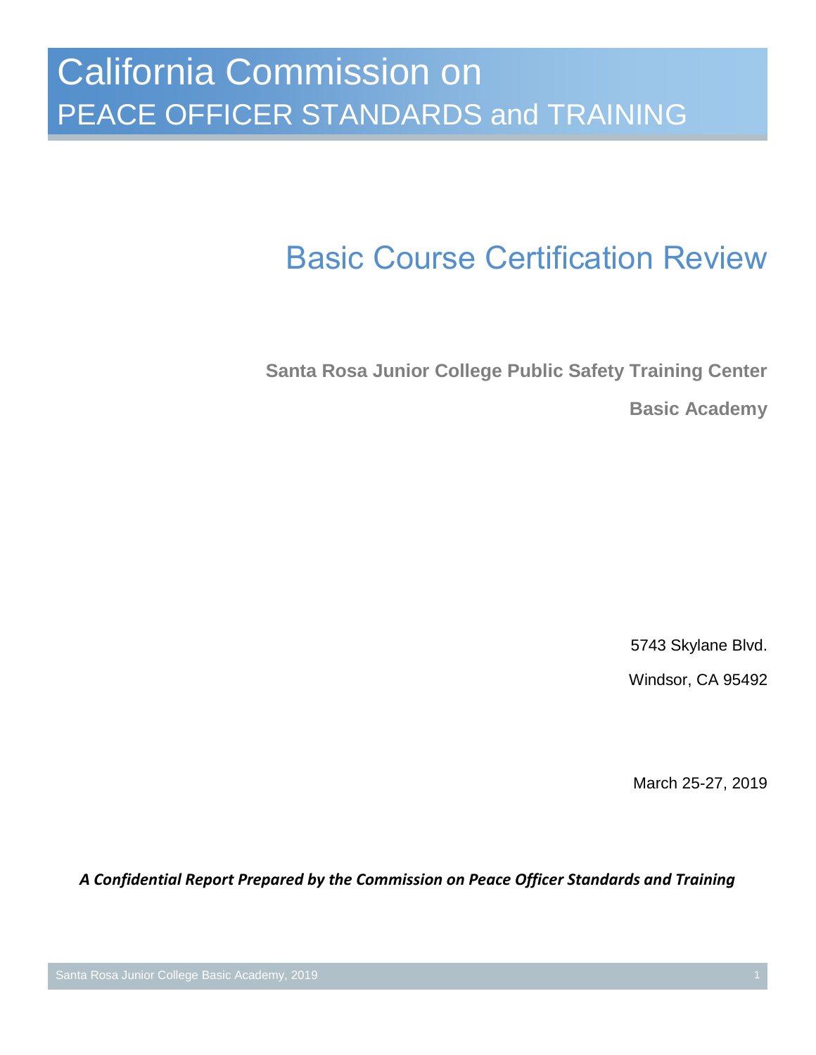# California Commission on PEACE OFFICER STANDARDS and TRAINING

## Basic Course Certification Review

**Santa Rosa Junior College Public Safety Training Center**

**Basic Academy**

5743 Skylane Blvd.

Windsor, CA 95492

March 25-27, 2019

***A Confidential Report Prepared by the Commission on Peace Officer Standards and Training***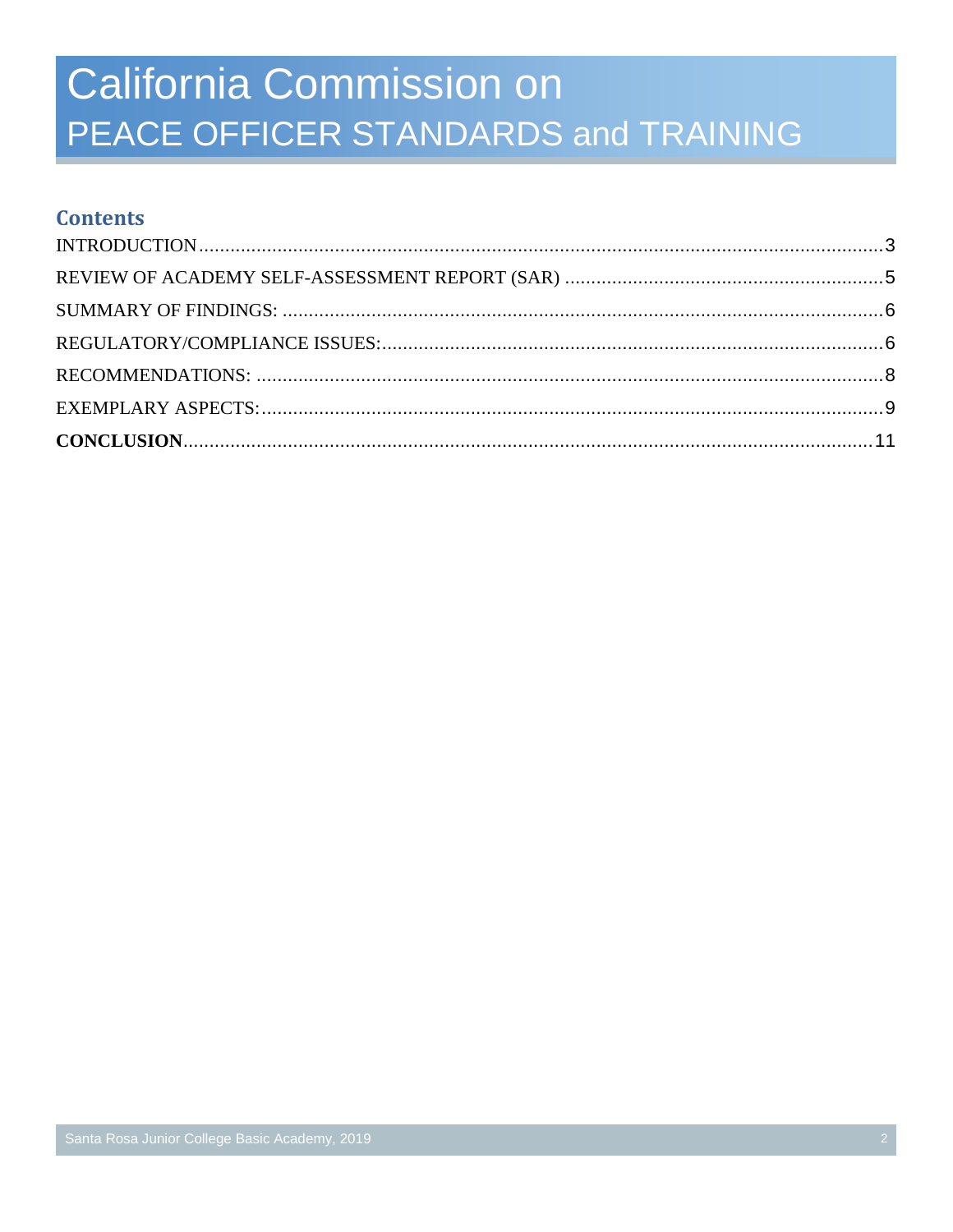# California Commission on PEACE OFFICER STANDARDS and TRAINING

## Contents

INTRODUCTION....................................................................................................................3

REVIEW OF ACADEMY SELF-ASSESSMENT REPORT (SAR) ............................................................5

SUMMARY OF FINDINGS: ...................................................................................................6

REGULATORY/COMPLIANCE ISSUES:....................................................................................6

RECOMMENDATIONS: .........................................................................................................8

EXEMPLARY ASPECTS:.........................................................................................................9

**CONCLUSION**.....................................................................................................................11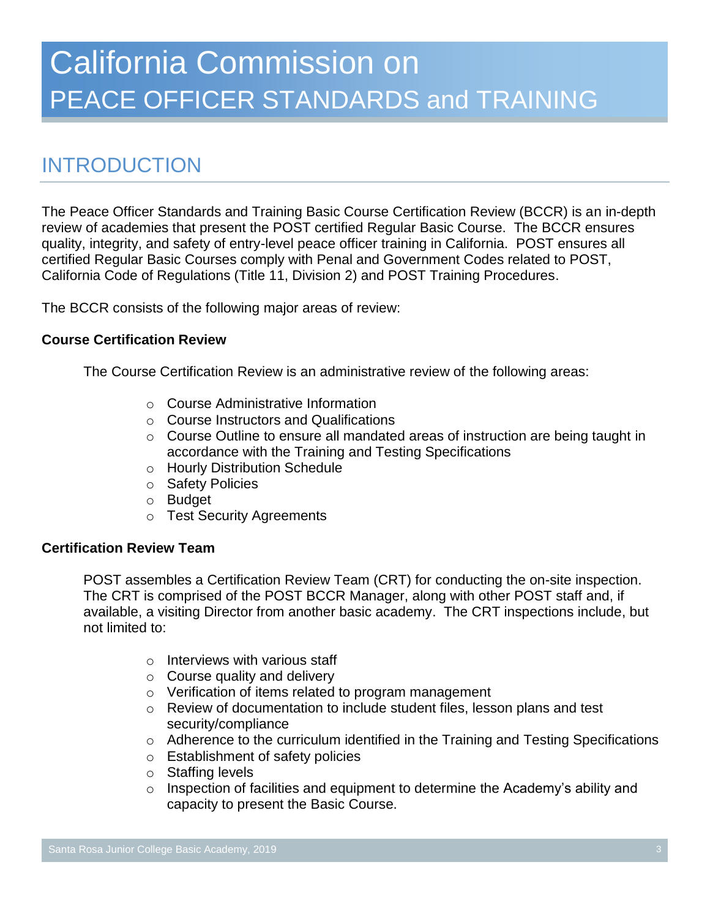# California Commission on PEACE OFFICER STANDARDS and TRAINING

## INTRODUCTION

The Peace Officer Standards and Training Basic Course Certification Review (BCCR) is an in-depth review of academies that present the POST certified Regular Basic Course. The BCCR ensures quality, integrity, and safety of entry-level peace officer training in California. POST ensures all certified Regular Basic Courses comply with Penal and Government Codes related to POST, California Code of Regulations (Title 11, Division 2) and POST Training Procedures.

The BCCR consists of the following major areas of review:

**Course Certification Review**

The Course Certification Review is an administrative review of the following areas:

- Course Administrative Information
- Course Instructors and Qualifications
- Course Outline to ensure all mandated areas of instruction are being taught in accordance with the Training and Testing Specifications
- Hourly Distribution Schedule
- Safety Policies
- Budget
- Test Security Agreements

**Certification Review Team**

POST assembles a Certification Review Team (CRT) for conducting the on-site inspection. The CRT is comprised of the POST BCCR Manager, along with other POST staff and, if available, a visiting Director from another basic academy. The CRT inspections include, but not limited to:

- Interviews with various staff
- Course quality and delivery
- Verification of items related to program management
- Review of documentation to include student files, lesson plans and test security/compliance
- Adherence to the curriculum identified in the Training and Testing Specifications
- Establishment of safety policies
- Staffing levels
- Inspection of facilities and equipment to determine the Academy's ability and capacity to present the Basic Course.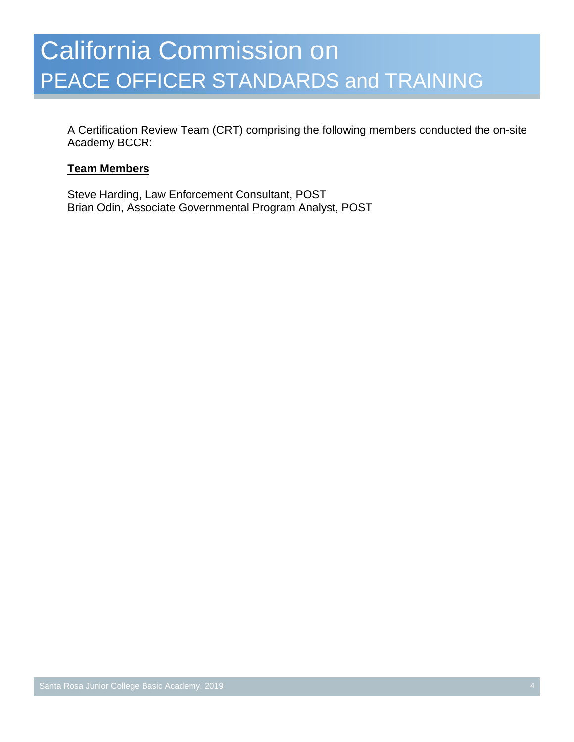A Certification Review Team (CRT) comprising the following members conducted the on-site Academy BCCR:

**Team Members**

Steve Harding, Law Enforcement Consultant, POST
Brian Odin, Associate Governmental Program Analyst, POST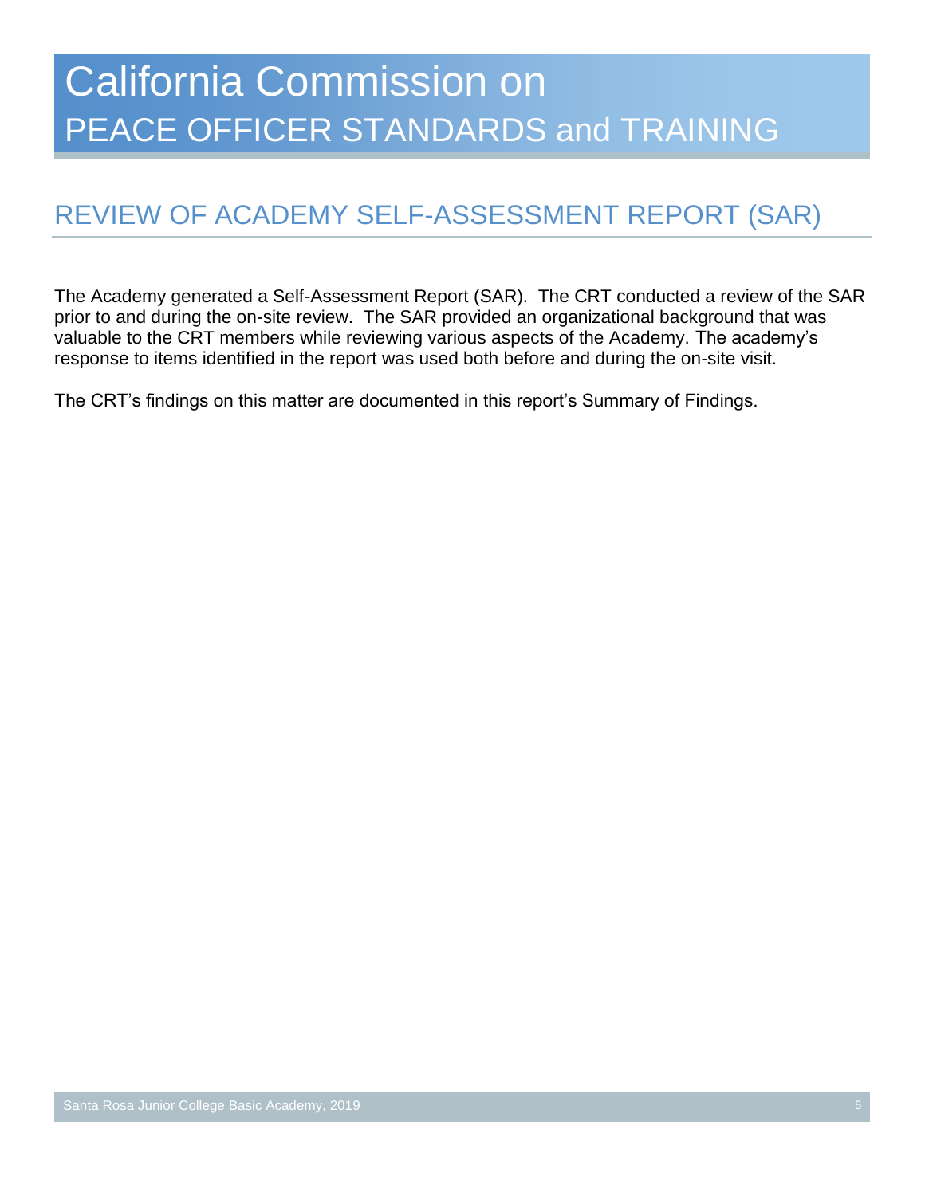## REVIEW OF ACADEMY SELF-ASSESSMENT REPORT (SAR)

The Academy generated a Self-Assessment Report (SAR). The CRT conducted a review of the SAR prior to and during the on-site review. The SAR provided an organizational background that was valuable to the CRT members while reviewing various aspects of the Academy. The academy's response to items identified in the report was used both before and during the on-site visit.

The CRT's findings on this matter are documented in this report's Summary of Findings.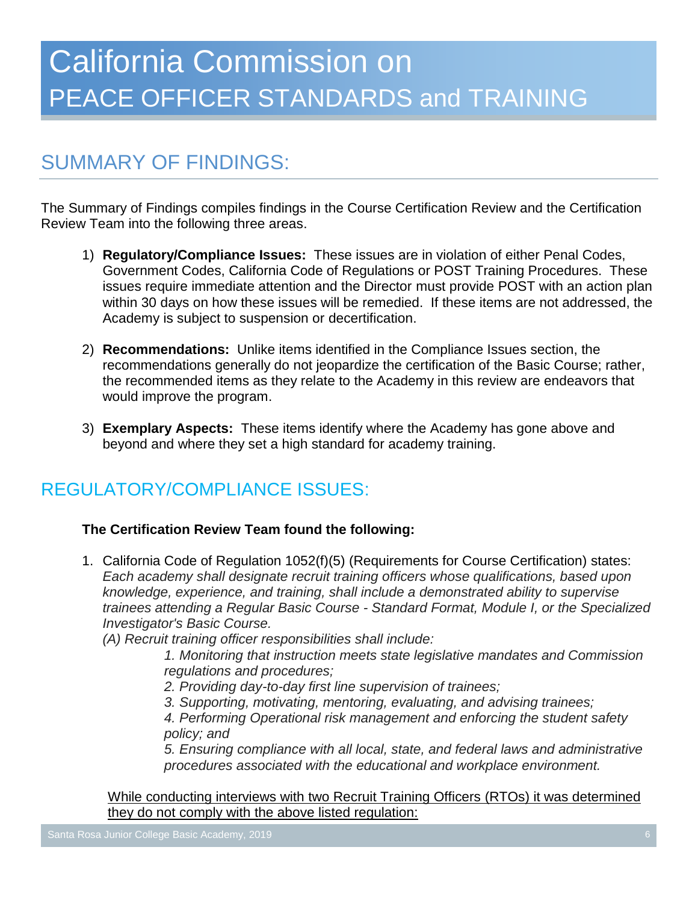# California Commission on PEACE OFFICER STANDARDS and TRAINING

## SUMMARY OF FINDINGS:

The Summary of Findings compiles findings in the Course Certification Review and the Certification Review Team into the following three areas.

1) **Regulatory/Compliance Issues:** These issues are in violation of either Penal Codes, Government Codes, California Code of Regulations or POST Training Procedures. These issues require immediate attention and the Director must provide POST with an action plan within 30 days on how these issues will be remedied. If these items are not addressed, the Academy is subject to suspension or decertification.

2) **Recommendations:** Unlike items identified in the Compliance Issues section, the recommendations generally do not jeopardize the certification of the Basic Course; rather, the recommended items as they relate to the Academy in this review are endeavors that would improve the program.

3) **Exemplary Aspects:** These items identify where the Academy has gone above and beyond and where they set a high standard for academy training.

## REGULATORY/COMPLIANCE ISSUES:

**The Certification Review Team found the following:**

1. California Code of Regulation 1052(f)(5) (Requirements for Course Certification) states: *Each academy shall designate recruit training officers whose qualifications, based upon knowledge, experience, and training, shall include a demonstrated ability to supervise trainees attending a Regular Basic Course - Standard Format, Module I, or the Specialized Investigator's Basic Course.*
   *(A) Recruit training officer responsibilities shall include:*
   > *1. Monitoring that instruction meets state legislative mandates and Commission regulations and procedures;*
   > *2. Providing day-to-day first line supervision of trainees;*
   > *3. Supporting, motivating, mentoring, evaluating, and advising trainees;*
   > *4. Performing Operational risk management and enforcing the student safety policy; and*
   > *5. Ensuring compliance with all local, state, and federal laws and administrative procedures associated with the educational and workplace environment.*

   <u>While conducting interviews with two Recruit Training Officers (RTOs) it was determined they do not comply with the above listed regulation:</u>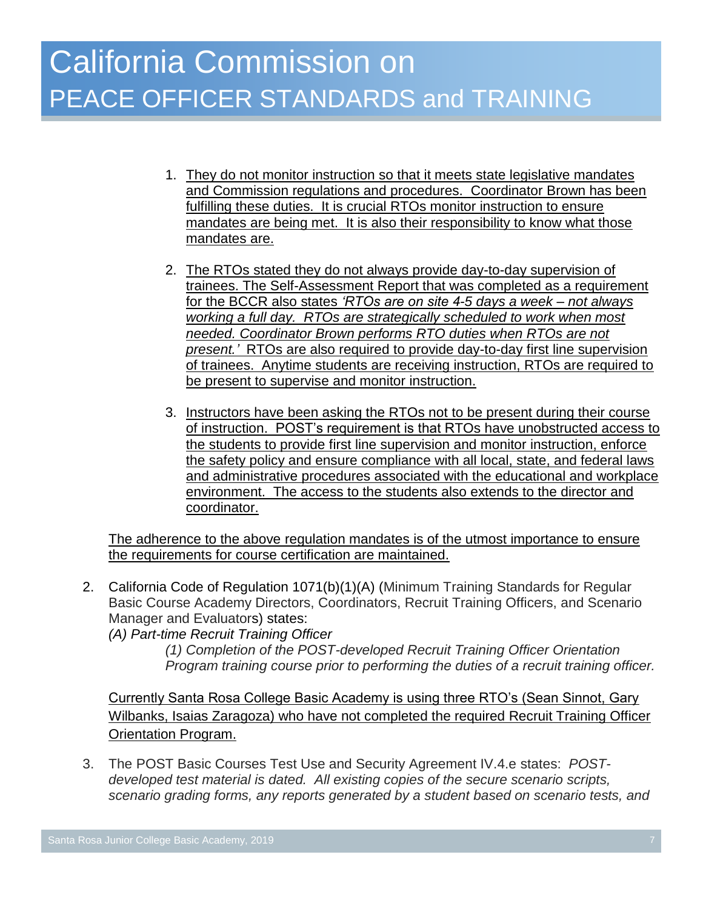1. They do not monitor instruction so that it meets state legislative mandates and Commission regulations and procedures. Coordinator Brown has been fulfilling these duties. It is crucial RTOs monitor instruction to ensure mandates are being met. It is also their responsibility to know what those mandates are.

2. The RTOs stated they do not always provide day-to-day supervision of trainees. The Self-Assessment Report that was completed as a requirement for the BCCR also states *'RTOs are on site 4-5 days a week – not always working a full day. RTOs are strategically scheduled to work when most needed. Coordinator Brown performs RTO duties when RTOs are not present.'* RTOs are also required to provide day-to-day first line supervision of trainees. Anytime students are receiving instruction, RTOs are required to be present to supervise and monitor instruction.

3. Instructors have been asking the RTOs not to be present during their course of instruction. POST's requirement is that RTOs have unobstructed access to the students to provide first line supervision and monitor instruction, enforce the safety policy and ensure compliance with all local, state, and federal laws and administrative procedures associated with the educational and workplace environment. The access to the students also extends to the director and coordinator.

The adherence to the above regulation mandates is of the utmost importance to ensure the requirements for course certification are maintained.

2. California Code of Regulation 1071(b)(1)(A) (Minimum Training Standards for Regular Basic Course Academy Directors, Coordinators, Recruit Training Officers, and Scenario Manager and Evaluators) states:
   *(A) Part-time Recruit Training Officer*
   > *(1) Completion of the POST-developed Recruit Training Officer Orientation Program training course prior to performing the duties of a recruit training officer.*

   Currently Santa Rosa College Basic Academy is using three RTO's (Sean Sinnot, Gary Wilbanks, Isaias Zaragoza) who have not completed the required Recruit Training Officer Orientation Program.

3. The POST Basic Courses Test Use and Security Agreement IV.4.e states: *POST-developed test material is dated. All existing copies of the secure scenario scripts, scenario grading forms, any reports generated by a student based on scenario tests, and*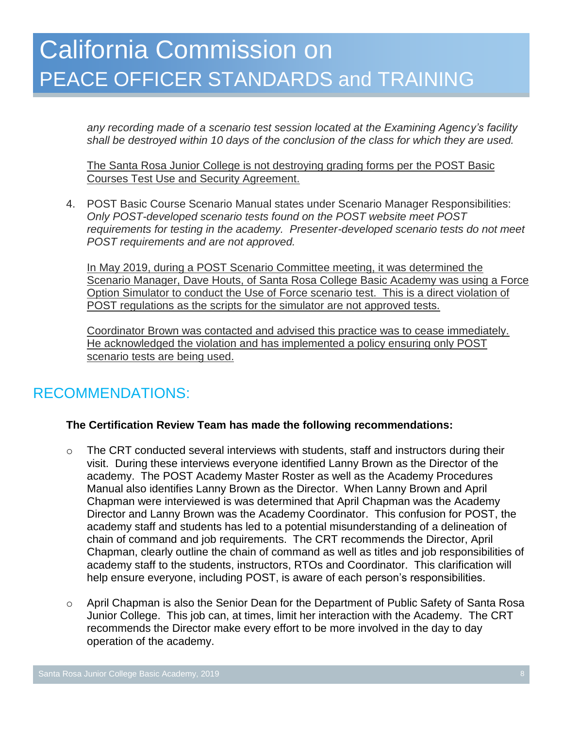*any recording made of a scenario test session located at the Examining Agency's facility shall be destroyed within 10 days of the conclusion of the class for which they are used.*

<u>The Santa Rosa Junior College is not destroying grading forms per the POST Basic Courses Test Use and Security Agreement.</u>

4. POST Basic Course Scenario Manual states under Scenario Manager Responsibilities: *Only POST-developed scenario tests found on the POST website meet POST requirements for testing in the academy. Presenter-developed scenario tests do not meet POST requirements and are not approved.*

   <u>In May 2019, during a POST Scenario Committee meeting, it was determined the Scenario Manager, Dave Houts, of Santa Rosa College Basic Academy was using a Force Option Simulator to conduct the Use of Force scenario test. This is a direct violation of POST regulations as the scripts for the simulator are not approved tests.</u>

   <u>Coordinator Brown was contacted and advised this practice was to cease immediately. He acknowledged the violation and has implemented a policy ensuring only POST scenario tests are being used.</u>

## RECOMMENDATIONS:

**The Certification Review Team has made the following recommendations:**

- The CRT conducted several interviews with students, staff and instructors during their visit. During these interviews everyone identified Lanny Brown as the Director of the academy. The POST Academy Master Roster as well as the Academy Procedures Manual also identifies Lanny Brown as the Director. When Lanny Brown and April Chapman were interviewed is was determined that April Chapman was the Academy Director and Lanny Brown was the Academy Coordinator. This confusion for POST, the academy staff and students has led to a potential misunderstanding of a delineation of chain of command and job requirements. The CRT recommends the Director, April Chapman, clearly outline the chain of command as well as titles and job responsibilities of academy staff to the students, instructors, RTOs and Coordinator. This clarification will help ensure everyone, including POST, is aware of each person's responsibilities.
- April Chapman is also the Senior Dean for the Department of Public Safety of Santa Rosa Junior College. This job can, at times, limit her interaction with the Academy. The CRT recommends the Director make every effort to be more involved in the day to day operation of the academy.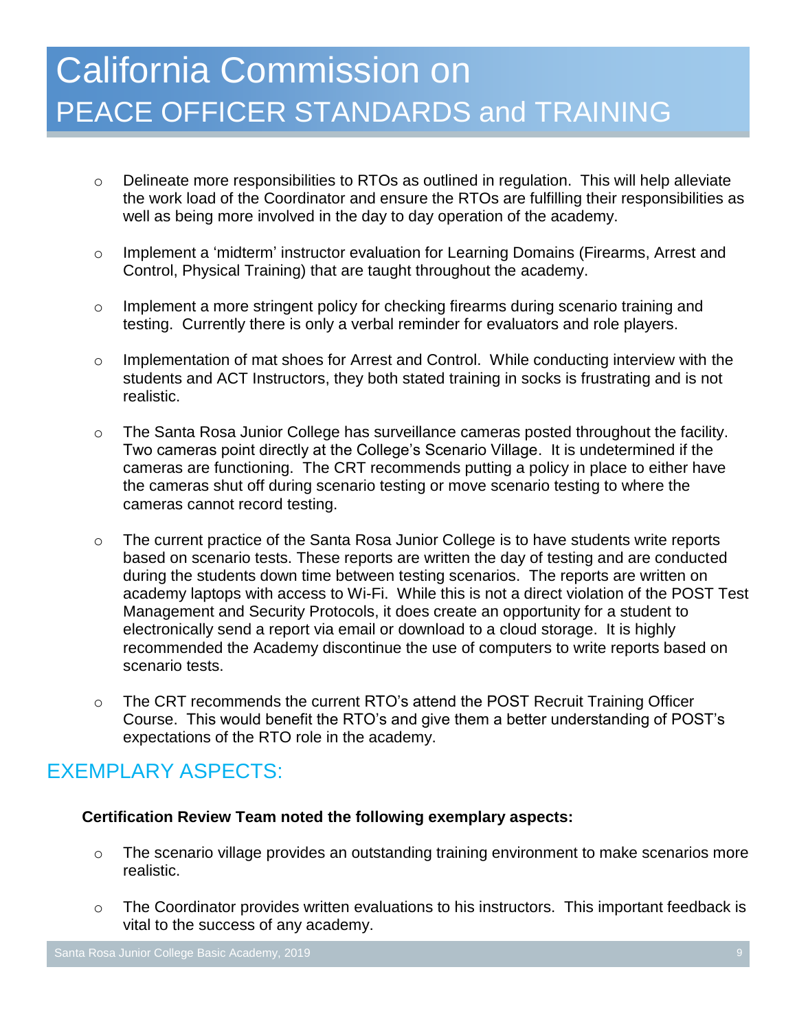- Delineate more responsibilities to RTOs as outlined in regulation. This will help alleviate the work load of the Coordinator and ensure the RTOs are fulfilling their responsibilities as well as being more involved in the day to day operation of the academy.

- Implement a 'midterm' instructor evaluation for Learning Domains (Firearms, Arrest and Control, Physical Training) that are taught throughout the academy.

- Implement a more stringent policy for checking firearms during scenario training and testing. Currently there is only a verbal reminder for evaluators and role players.

- Implementation of mat shoes for Arrest and Control. While conducting interview with the students and ACT Instructors, they both stated training in socks is frustrating and is not realistic.

- The Santa Rosa Junior College has surveillance cameras posted throughout the facility. Two cameras point directly at the College's Scenario Village. It is undetermined if the cameras are functioning. The CRT recommends putting a policy in place to either have the cameras shut off during scenario testing or move scenario testing to where the cameras cannot record testing.

- The current practice of the Santa Rosa Junior College is to have students write reports based on scenario tests. These reports are written the day of testing and are conducted during the students down time between testing scenarios. The reports are written on academy laptops with access to Wi-Fi. While this is not a direct violation of the POST Test Management and Security Protocols, it does create an opportunity for a student to electronically send a report via email or download to a cloud storage. It is highly recommended the Academy discontinue the use of computers to write reports based on scenario tests.

- The CRT recommends the current RTO's attend the POST Recruit Training Officer Course. This would benefit the RTO's and give them a better understanding of POST's expectations of the RTO role in the academy.

## EXEMPLARY ASPECTS:

**Certification Review Team noted the following exemplary aspects:**

- The scenario village provides an outstanding training environment to make scenarios more realistic.

- The Coordinator provides written evaluations to his instructors. This important feedback is vital to the success of any academy.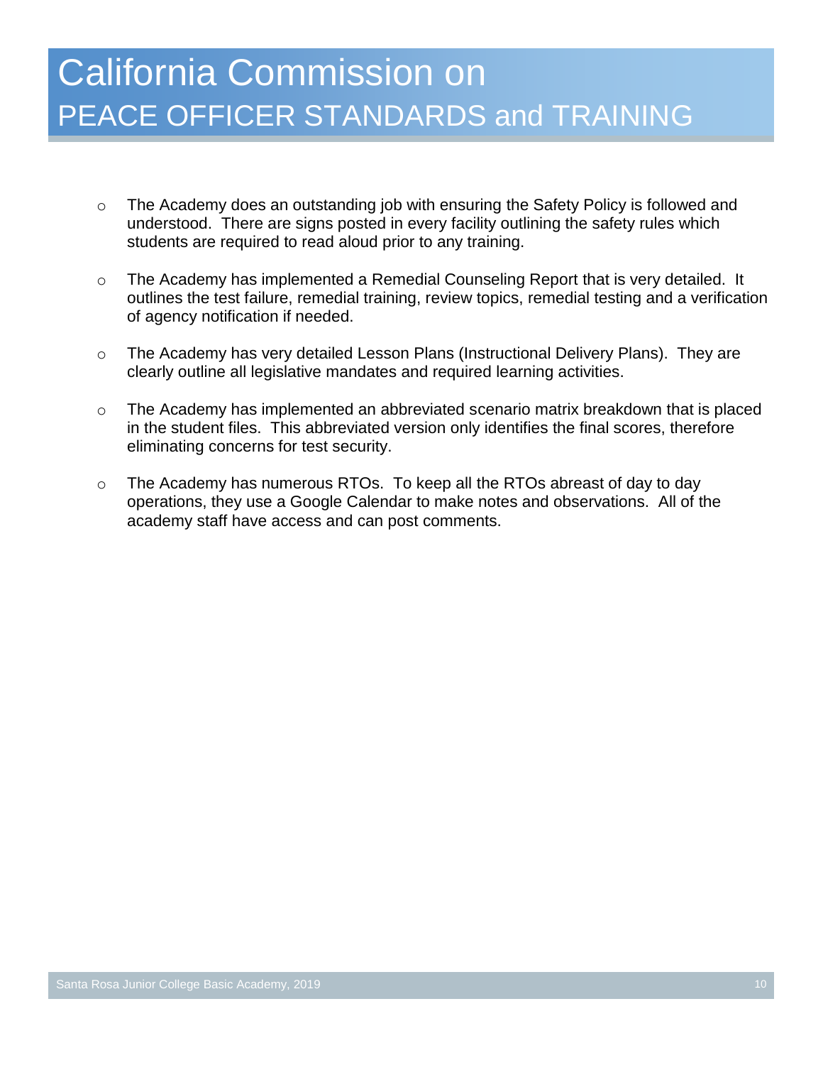- The Academy does an outstanding job with ensuring the Safety Policy is followed and understood. There are signs posted in every facility outlining the safety rules which students are required to read aloud prior to any training.

- The Academy has implemented a Remedial Counseling Report that is very detailed. It outlines the test failure, remedial training, review topics, remedial testing and a verification of agency notification if needed.

- The Academy has very detailed Lesson Plans (Instructional Delivery Plans). They are clearly outline all legislative mandates and required learning activities.

- The Academy has implemented an abbreviated scenario matrix breakdown that is placed in the student files. This abbreviated version only identifies the final scores, therefore eliminating concerns for test security.

- The Academy has numerous RTOs. To keep all the RTOs abreast of day to day operations, they use a Google Calendar to make notes and observations. All of the academy staff have access and can post comments.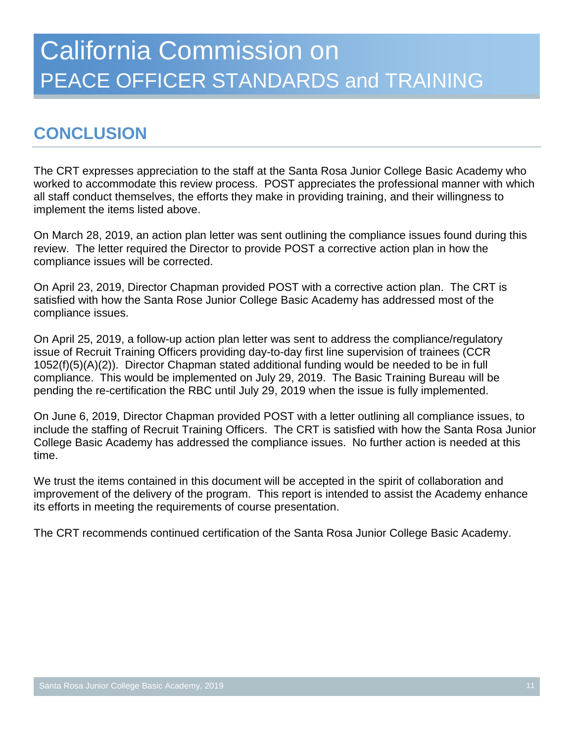# California Commission on PEACE OFFICER STANDARDS and TRAINING

## CONCLUSION

The CRT expresses appreciation to the staff at the Santa Rosa Junior College Basic Academy who worked to accommodate this review process. POST appreciates the professional manner with which all staff conduct themselves, the efforts they make in providing training, and their willingness to implement the items listed above.

On March 28, 2019, an action plan letter was sent outlining the compliance issues found during this review. The letter required the Director to provide POST a corrective action plan in how the compliance issues will be corrected.

On April 23, 2019, Director Chapman provided POST with a corrective action plan. The CRT is satisfied with how the Santa Rose Junior College Basic Academy has addressed most of the compliance issues.

On April 25, 2019, a follow-up action plan letter was sent to address the compliance/regulatory issue of Recruit Training Officers providing day-to-day first line supervision of trainees (CCR 1052(f)(5)(A)(2)). Director Chapman stated additional funding would be needed to be in full compliance. This would be implemented on July 29, 2019. The Basic Training Bureau will be pending the re-certification the RBC until July 29, 2019 when the issue is fully implemented.

On June 6, 2019, Director Chapman provided POST with a letter outlining all compliance issues, to include the staffing of Recruit Training Officers. The CRT is satisfied with how the Santa Rosa Junior College Basic Academy has addressed the compliance issues. No further action is needed at this time.

We trust the items contained in this document will be accepted in the spirit of collaboration and improvement of the delivery of the program. This report is intended to assist the Academy enhance its efforts in meeting the requirements of course presentation.

The CRT recommends continued certification of the Santa Rosa Junior College Basic Academy.